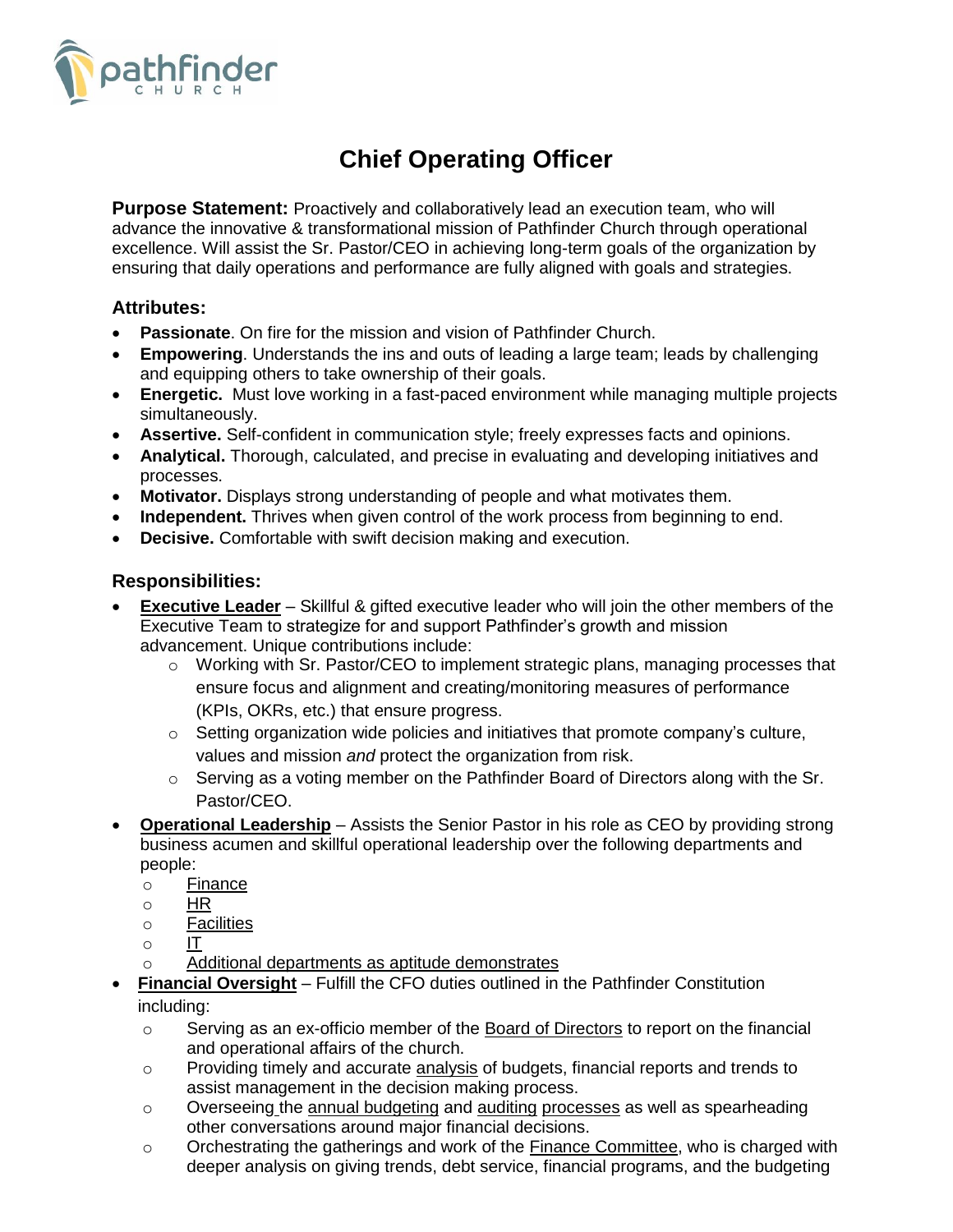# Chief Operating Officer

**Purpose Statement:** Proactively and collaboratively lead an execution team, who will advance the innovative & transformational mission of Pathfinder Church through operational excellence. Will assist the Sr. Pastor/CEO in achieving long-term goals of the organization by ensuring that daily operations and performance are fully aligned with goals and strategies.

## Attributes:

- **Passionate**. On fire for the mission and vision of Pathfinder Church.
- **Empowering**. Understands the ins and outs of leading a large team; leads by challenging and equipping others to take ownership of their goals.
- **Energetic.** Must love working in a fast-paced environment while managing multiple projects simultaneously.
- **Assertive.** Self-confident in communication style; freely expresses facts and opinions.
- **Analytical.** Thorough, calculated, and precise in evaluating and developing initiatives and processes.
- **Motivator.** Displays strong understanding of people and what motivates them.
- **Independent.** Thrives when given control of the work process from beginning to end.
- **Decisive.** Comfortable with swift decision making and execution.

## Responsibilities:

- **Executive Leader** – Skillful & gifted executive leader who will join the other members of the Executive Team to strategize for and support Pathfinder's growth and mission advancement. Unique contributions include:
  - Working with Sr. Pastor/CEO to implement strategic plans, managing processes that ensure focus and alignment and creating/monitoring measures of performance (KPIs, OKRs, etc.) that ensure progress.
  - Setting organization wide policies and initiatives that promote company's culture, values and mission *and* protect the organization from risk.
  - Serving as a voting member on the Pathfinder Board of Directors along with the Sr. Pastor/CEO.
- **Operational Leadership** – Assists the Senior Pastor in his role as CEO by providing strong business acumen and skillful operational leadership over the following departments and people:
  - Finance
  - HR
  - Facilities
  - IT
  - Additional departments as aptitude demonstrates
- **Financial Oversight** – Fulfill the CFO duties outlined in the Pathfinder Constitution including:
  - Serving as an ex-officio member of the Board of Directors to report on the financial and operational affairs of the church.
  - Providing timely and accurate analysis of budgets, financial reports and trends to assist management in the decision making process.
  - Overseeing the annual budgeting and auditing processes as well as spearheading other conversations around major financial decisions.
  - Orchestrating the gatherings and work of the Finance Committee, who is charged with deeper analysis on giving trends, debt service, financial programs, and the budgeting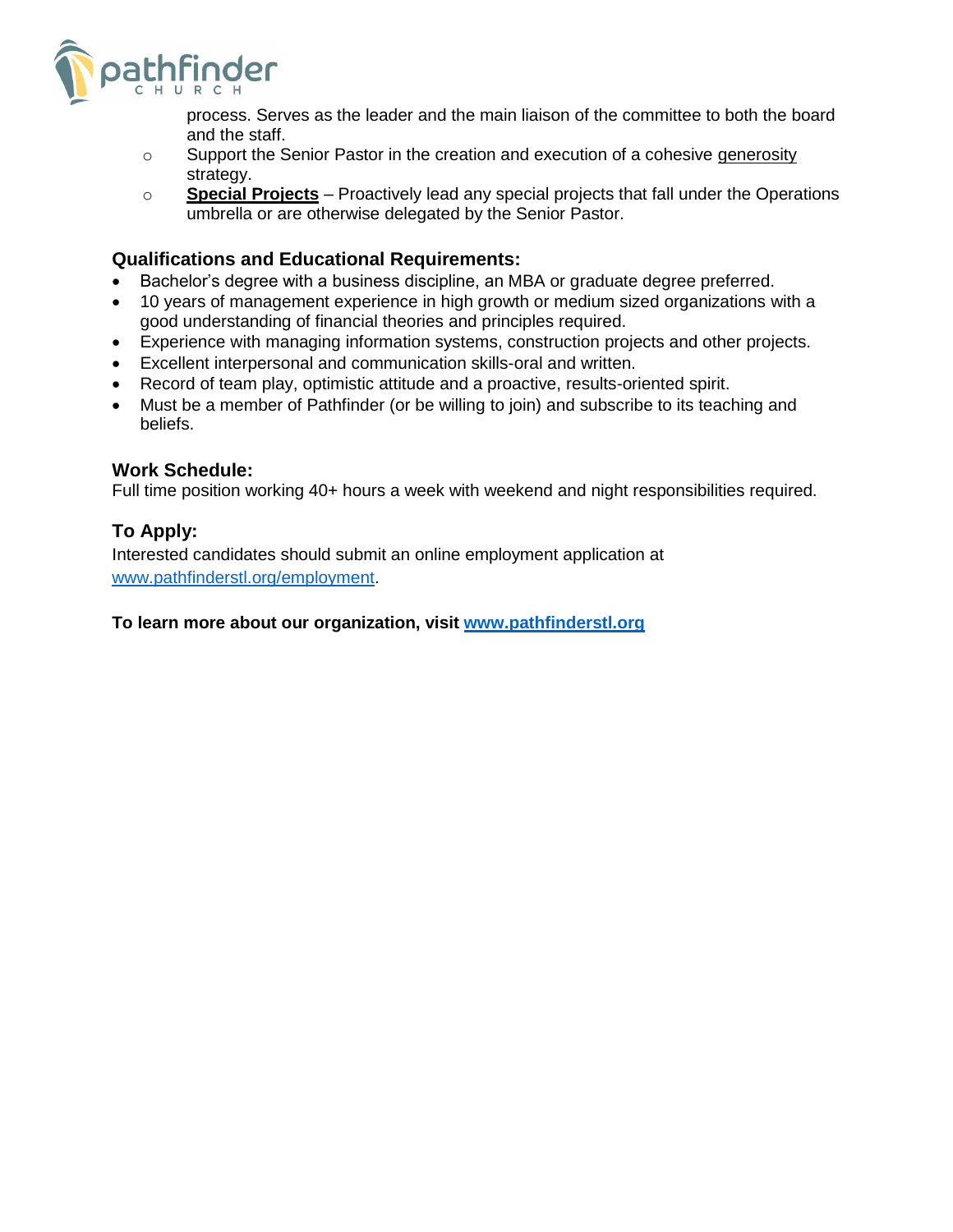process. Serves as the leader and the main liaison of the committee to both the board and the staff.
  - Support the Senior Pastor in the creation and execution of a cohesive generosity strategy.
  - **Special Projects** – Proactively lead any special projects that fall under the Operations umbrella or are otherwise delegated by the Senior Pastor.

### Qualifications and Educational Requirements:

- Bachelor's degree with a business discipline, an MBA or graduate degree preferred.
- 10 years of management experience in high growth or medium sized organizations with a good understanding of financial theories and principles required.
- Experience with managing information systems, construction projects and other projects.
- Excellent interpersonal and communication skills-oral and written.
- Record of team play, optimistic attitude and a proactive, results-oriented spirit.
- Must be a member of Pathfinder (or be willing to join) and subscribe to its teaching and beliefs.

### Work Schedule:

Full time position working 40+ hours a week with weekend and night responsibilities required.

### To Apply:

Interested candidates should submit an online employment application at www.pathfinderstl.org/employment.

**To learn more about our organization, visit www.pathfinderstl.org**